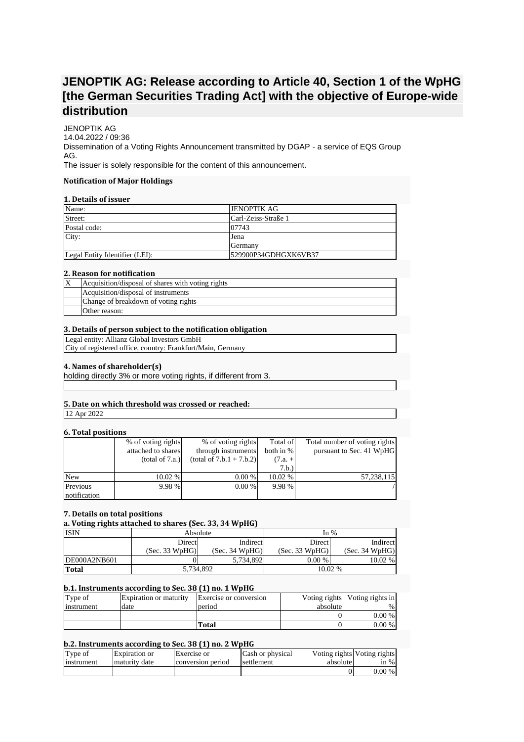# JENOPTIK AG: Release according to Article 40, Section 1 of the WpHG [the German Securities Trading Act] with the objective of Europe-wide distribution

JENOPTIK AG
14.04.2022 / 09:36
Dissemination of a Voting Rights Announcement transmitted by DGAP - a service of EQS Group AG.
The issuer is solely responsible for the content of this announcement.

**Notification of Major Holdings**

**1. Details of issuer**

| Name: | JENOPTIK AG |
|---|---|
| Street: | Carl-Zeiss-Straße 1 |
| Postal code: | 07743 |
| City: | Jena<br>Germany |
| Legal Entity Identifier (LEI): | 529900P34GDHGXK6VB37 |

**2. Reason for notification**

| | |
|---|---|
| X | Acquisition/disposal of shares with voting rights |
| | Acquisition/disposal of instruments |
| | Change of breakdown of voting rights |
| | Other reason: |

**3. Details of person subject to the notification obligation**

Legal entity: Allianz Global Investors GmbH
City of registered office, country: Frankfurt/Main, Germany

**4. Names of shareholder(s)**

holding directly 3% or more voting rights, if different from 3.

**5. Date on which threshold was crossed or reached:**

12 Apr 2022

**6. Total positions**

| | % of voting rights attached to shares (total of 7.a.) | % of voting rights through instruments (total of 7.b.1 + 7.b.2) | Total of both in % (7.a. + 7.b.) | Total number of voting rights pursuant to Sec. 41 WpHG |
|---|---|---|---|---|
| New | 10.02 % | 0.00 % | 10.02 % | 57,238,115 |
| Previous notification | 9.98 % | 0.00 % | 9.98 % | / |

**7. Details on total positions**

**a. Voting rights attached to shares (Sec. 33, 34 WpHG)**

| ISIN | Absolute | | In % | |
|---|---|---|---|---|
| | Direct (Sec. 33 WpHG) | Indirect (Sec. 34 WpHG) | Direct (Sec. 33 WpHG) | Indirect (Sec. 34 WpHG) |
| DE000A2NB601 | 0 | 5,734,892 | 0.00 % | 10.02 % |
| **Total** | 5,734,892 | | 10.02 % | |

**b.1. Instruments according to Sec. 38 (1) no. 1 WpHG**

| Type of instrument | Expiration or maturity date | Exercise or conversion period | Voting rights absolute | Voting rights in % |
|---|---|---|---|---|
| | | | 0 | 0.00 % |
| | | **Total** | 0 | 0.00 % |

**b.2. Instruments according to Sec. 38 (1) no. 2 WpHG**

| Type of instrument | Expiration or maturity date | Exercise or conversion period | Cash or physical settlement | Voting rights absolute | Voting rights in % |
|---|---|---|---|---|---|
| | | | | 0 | 0.00 % |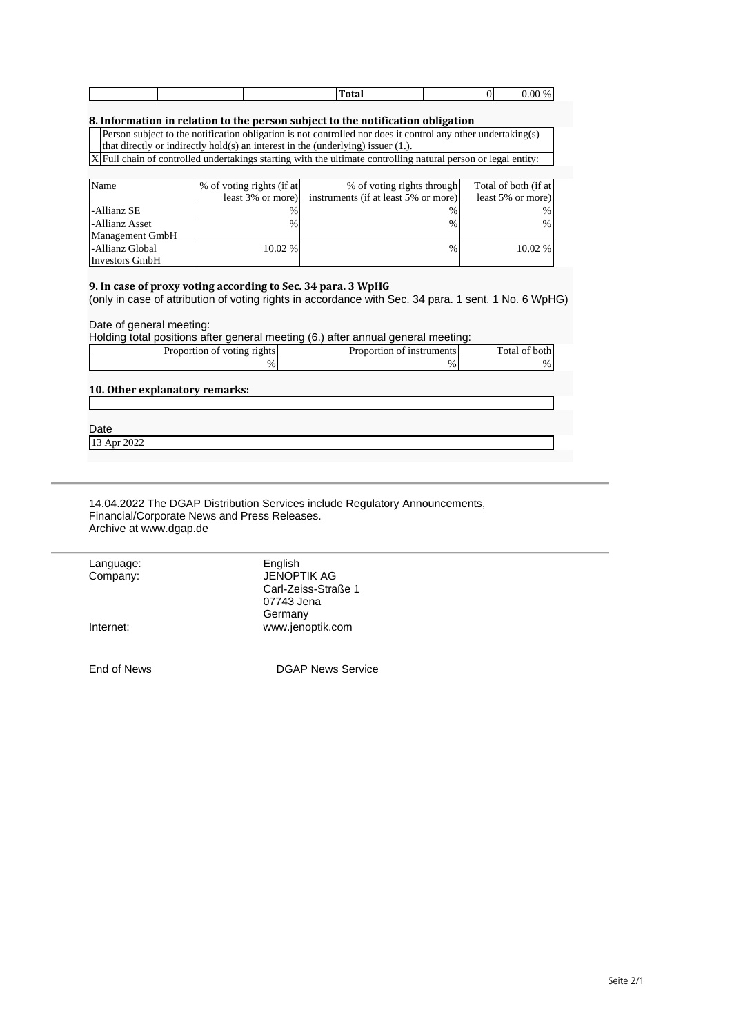| | | | Total | 0 | 0.00 % |
|---|---|---|---|---|---|

**8. Information in relation to the person subject to the notification obligation**

| | |
|---|---|
| | Person subject to the notification obligation is not controlled nor does it control any other undertaking(s) that directly or indirectly hold(s) an interest in the (underlying) issuer (1.). |
| X | Full chain of controlled undertakings starting with the ultimate controlling natural person or legal entity: |

| Name | % of voting rights (if at least 3% or more) | % of voting rights through instruments (if at least 5% or more) | Total of both (if at least 5% or more) |
|---|---|---|---|
| -Allianz SE | % | % | % |
| -Allianz Asset Management GmbH | % | % | % |
| -Allianz Global Investors GmbH | 10.02 % | % | 10.02 % |

**9. In case of proxy voting according to Sec. 34 para. 3 WpHG**

(only in case of attribution of voting rights in accordance with Sec. 34 para. 1 sent. 1 No. 6 WpHG)

Date of general meeting:

Holding total positions after general meeting (6.) after annual general meeting:

| Proportion of voting rights | Proportion of instruments | Total of both |
|---|---|---|
| % | % | % |

**10. Other explanatory remarks:**

Date

13 Apr 2022

---

14.04.2022 The DGAP Distribution Services include Regulatory Announcements, Financial/Corporate News and Press Releases.
Archive at www.dgap.de

---

| | |
|---|---|
| Language: | English |
| Company: | JENOPTIK AG<br>Carl-Zeiss-Straße 1<br>07743 Jena<br>Germany |
| Internet: | www.jenoptik.com |

End of News DGAP News Service